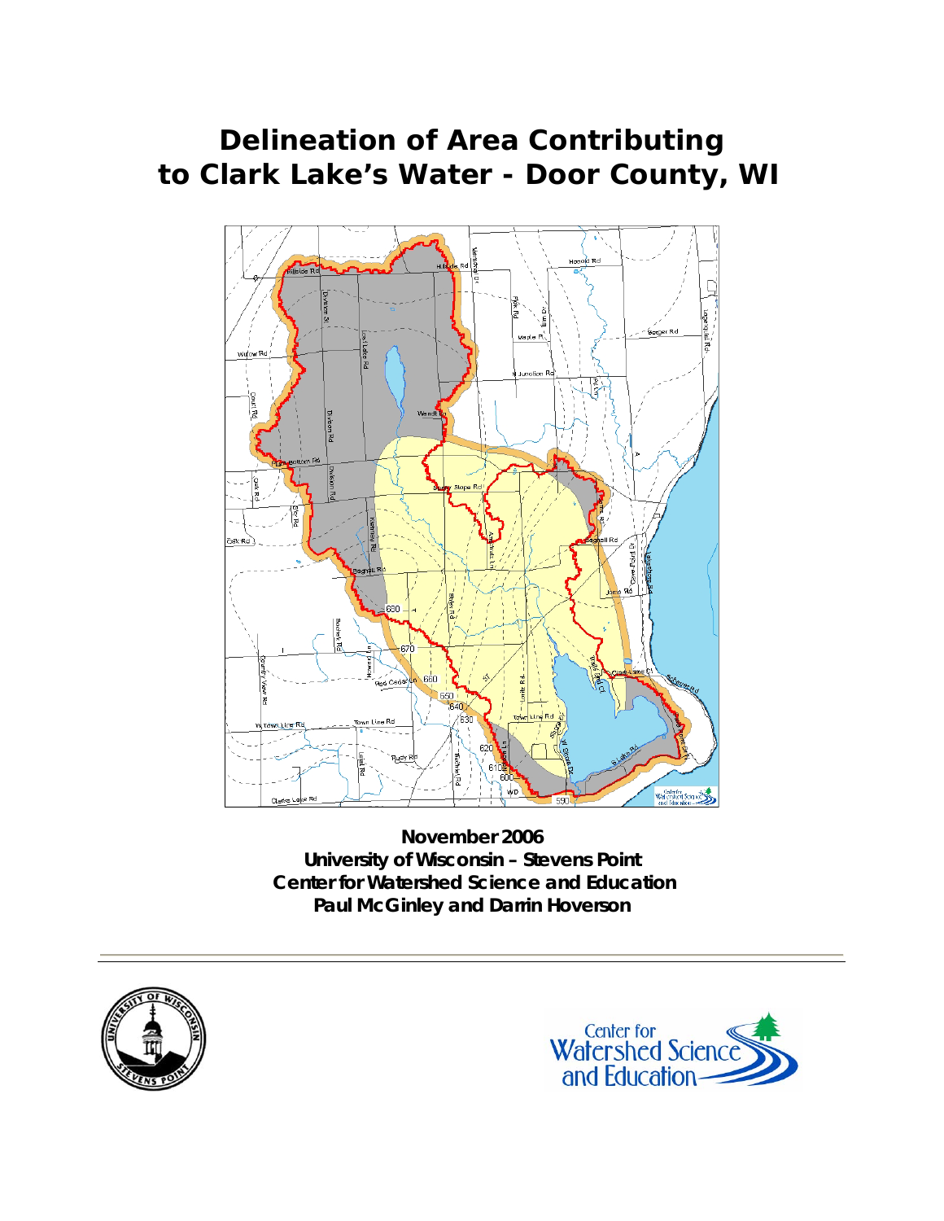# Delineation of Area Contributing to Clark Lake's Water - Door County, WI

**November 2006**
**University of Wisconsin – Stevens Point**
**Center for Watershed Science and Education**
**Paul McGinley and Darrin Hoverson**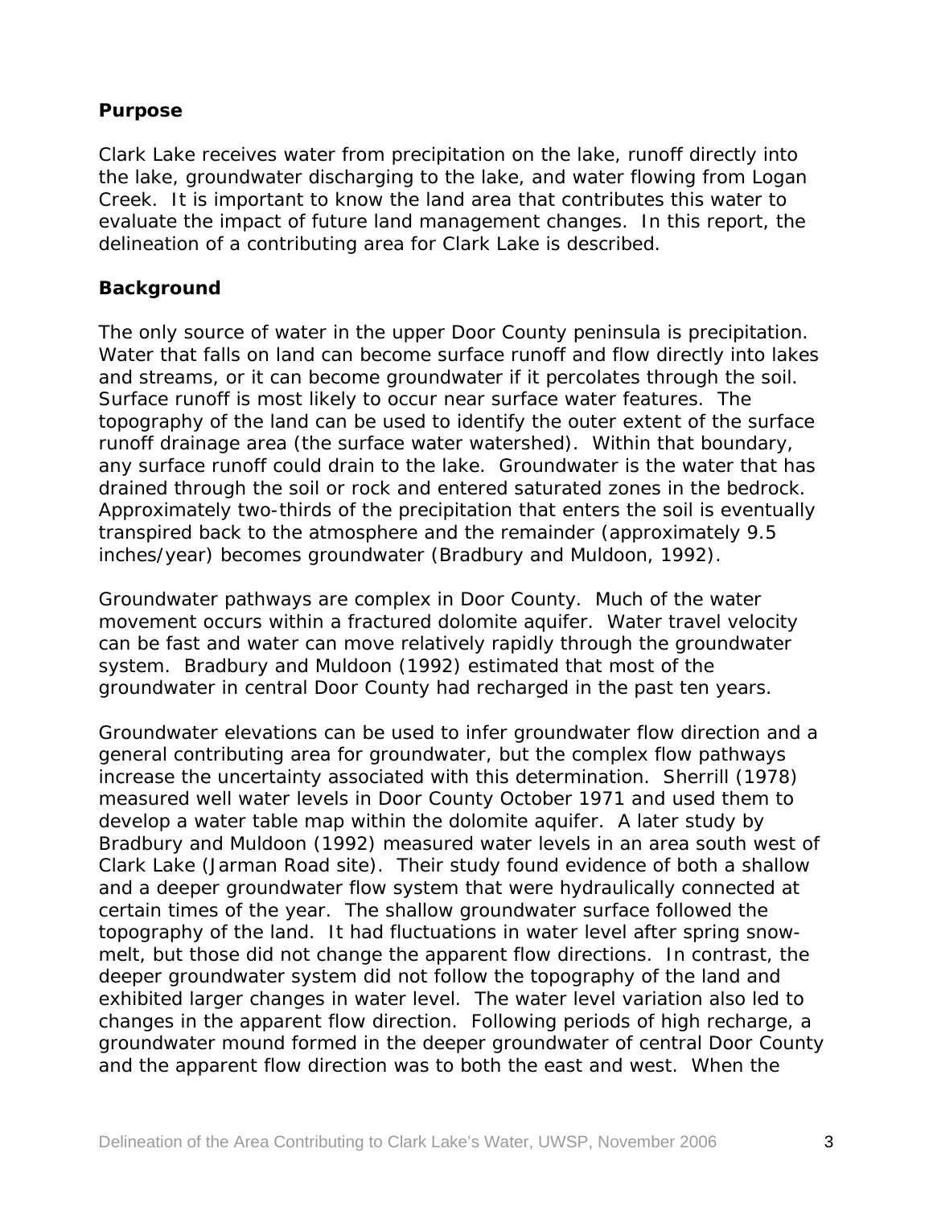## Purpose

Clark Lake receives water from precipitation on the lake, runoff directly into the lake, groundwater discharging to the lake, and water flowing from Logan Creek. It is important to know the land area that contributes this water to evaluate the impact of future land management changes. In this report, the delineation of a contributing area for Clark Lake is described.

## Background

The only source of water in the upper Door County peninsula is precipitation. Water that falls on land can become surface runoff and flow directly into lakes and streams, or it can become groundwater if it percolates through the soil. Surface runoff is most likely to occur near surface water features. The topography of the land can be used to identify the outer extent of the surface runoff drainage area (the surface water watershed). Within that boundary, any surface runoff could drain to the lake. Groundwater is the water that has drained through the soil or rock and entered saturated zones in the bedrock. Approximately two-thirds of the precipitation that enters the soil is eventually transpired back to the atmosphere and the remainder (approximately 9.5 inches/year) becomes groundwater (Bradbury and Muldoon, 1992).

Groundwater pathways are complex in Door County. Much of the water movement occurs within a fractured dolomite aquifer. Water travel velocity can be fast and water can move relatively rapidly through the groundwater system. Bradbury and Muldoon (1992) estimated that most of the groundwater in central Door County had recharged in the past ten years.

Groundwater elevations can be used to infer groundwater flow direction and a general contributing area for groundwater, but the complex flow pathways increase the uncertainty associated with this determination. Sherrill (1978) measured well water levels in Door County October 1971 and used them to develop a water table map within the dolomite aquifer. A later study by Bradbury and Muldoon (1992) measured water levels in an area south west of Clark Lake (Jarman Road site). Their study found evidence of both a shallow and a deeper groundwater flow system that were hydraulically connected at certain times of the year. The shallow groundwater surface followed the topography of the land. It had fluctuations in water level after spring snow-melt, but those did not change the apparent flow directions. In contrast, the deeper groundwater system did not follow the topography of the land and exhibited larger changes in water level. The water level variation also led to changes in the apparent flow direction. Following periods of high recharge, a groundwater mound formed in the deeper groundwater of central Door County and the apparent flow direction was to both the east and west. When the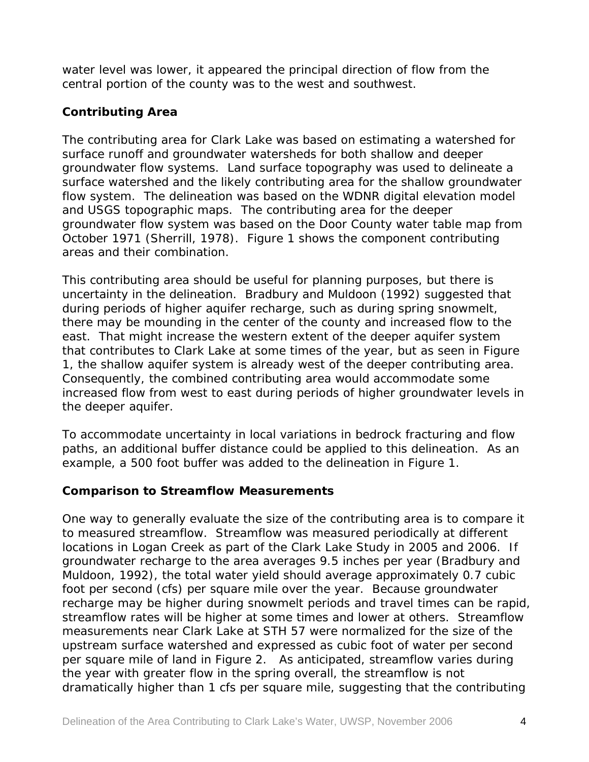water level was lower, it appeared the principal direction of flow from the central portion of the county was to the west and southwest.

### Contributing Area

The contributing area for Clark Lake was based on estimating a watershed for surface runoff and groundwater watersheds for both shallow and deeper groundwater flow systems. Land surface topography was used to delineate a surface watershed and the likely contributing area for the shallow groundwater flow system. The delineation was based on the WDNR digital elevation model and USGS topographic maps. The contributing area for the deeper groundwater flow system was based on the Door County water table map from October 1971 (Sherrill, 1978). Figure 1 shows the component contributing areas and their combination.

This contributing area should be useful for planning purposes, but there is uncertainty in the delineation. Bradbury and Muldoon (1992) suggested that during periods of higher aquifer recharge, such as during spring snowmelt, there may be mounding in the center of the county and increased flow to the east. That might increase the western extent of the deeper aquifer system that contributes to Clark Lake at some times of the year, but as seen in Figure 1, the shallow aquifer system is already west of the deeper contributing area. Consequently, the combined contributing area would accommodate some increased flow from west to east during periods of higher groundwater levels in the deeper aquifer.

To accommodate uncertainty in local variations in bedrock fracturing and flow paths, an additional buffer distance could be applied to this delineation. As an example, a 500 foot buffer was added to the delineation in Figure 1.

### Comparison to Streamflow Measurements

One way to generally evaluate the size of the contributing area is to compare it to measured streamflow. Streamflow was measured periodically at different locations in Logan Creek as part of the Clark Lake Study in 2005 and 2006. If groundwater recharge to the area averages 9.5 inches per year (Bradbury and Muldoon, 1992), the total water yield should average approximately 0.7 cubic foot per second (cfs) per square mile over the year. Because groundwater recharge may be higher during snowmelt periods and travel times can be rapid, streamflow rates will be higher at some times and lower at others. Streamflow measurements near Clark Lake at STH 57 were normalized for the size of the upstream surface watershed and expressed as cubic foot of water per second per square mile of land in Figure 2. As anticipated, streamflow varies during the year with greater flow in the spring overall, the streamflow is not dramatically higher than 1 cfs per square mile, suggesting that the contributing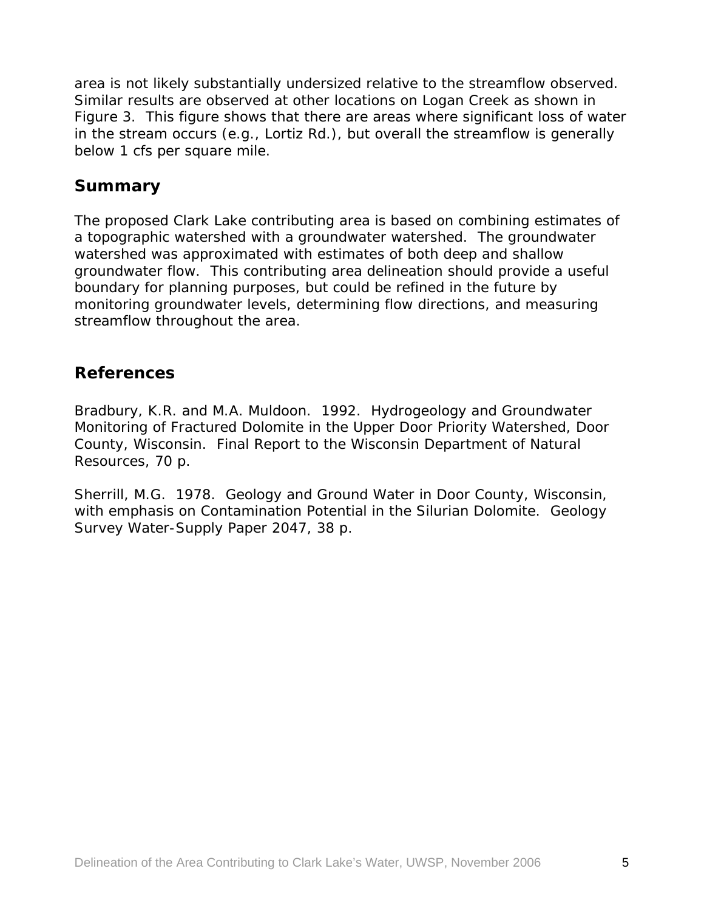area is not likely substantially undersized relative to the streamflow observed. Similar results are observed at other locations on Logan Creek as shown in Figure 3. This figure shows that there are areas where significant loss of water in the stream occurs (e.g., Lortiz Rd.), but overall the streamflow is generally below 1 cfs per square mile.

## Summary

The proposed Clark Lake contributing area is based on combining estimates of a topographic watershed with a groundwater watershed. The groundwater watershed was approximated with estimates of both deep and shallow groundwater flow. This contributing area delineation should provide a useful boundary for planning purposes, but could be refined in the future by monitoring groundwater levels, determining flow directions, and measuring streamflow throughout the area.

## References

Bradbury, K.R. and M.A. Muldoon. 1992. Hydrogeology and Groundwater Monitoring of Fractured Dolomite in the Upper Door Priority Watershed, Door County, Wisconsin. Final Report to the Wisconsin Department of Natural Resources, 70 p.

Sherrill, M.G. 1978. Geology and Ground Water in Door County, Wisconsin, with emphasis on Contamination Potential in the Silurian Dolomite. Geology Survey Water-Supply Paper 2047, 38 p.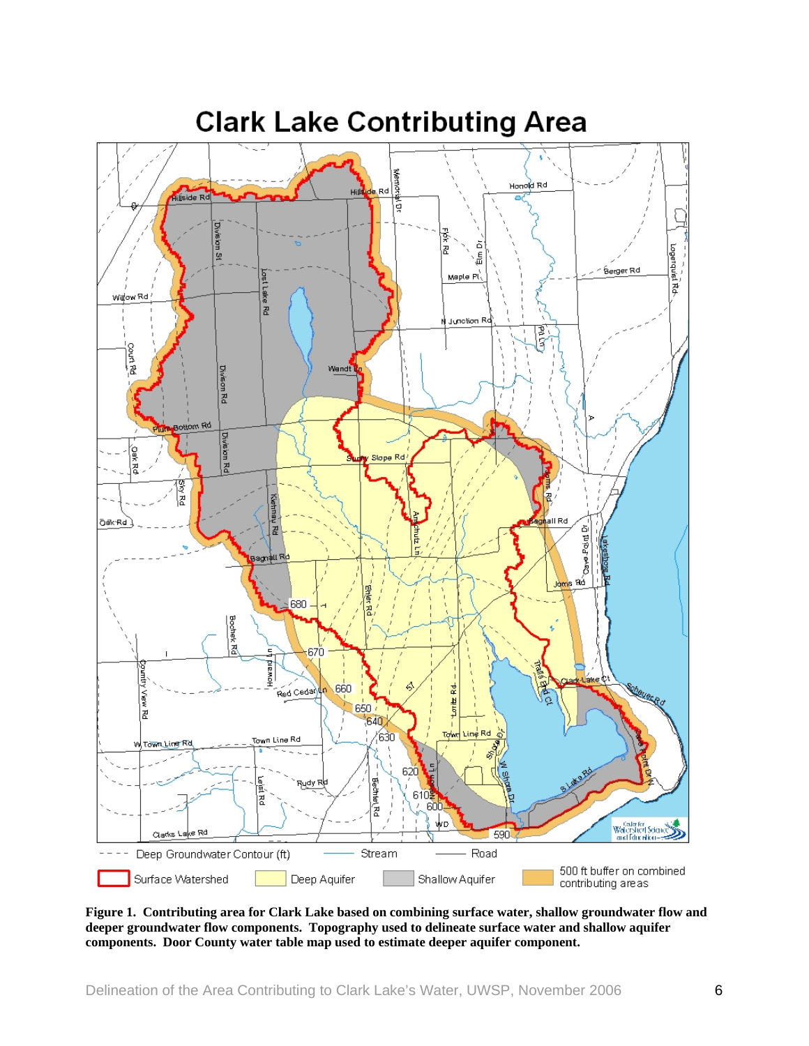**Figure 1. Contributing area for Clark Lake based on combining surface water, shallow groundwater flow and deeper groundwater flow components. Topography used to delineate surface water and shallow aquifer components. Door County water table map used to estimate deeper aquifer component.**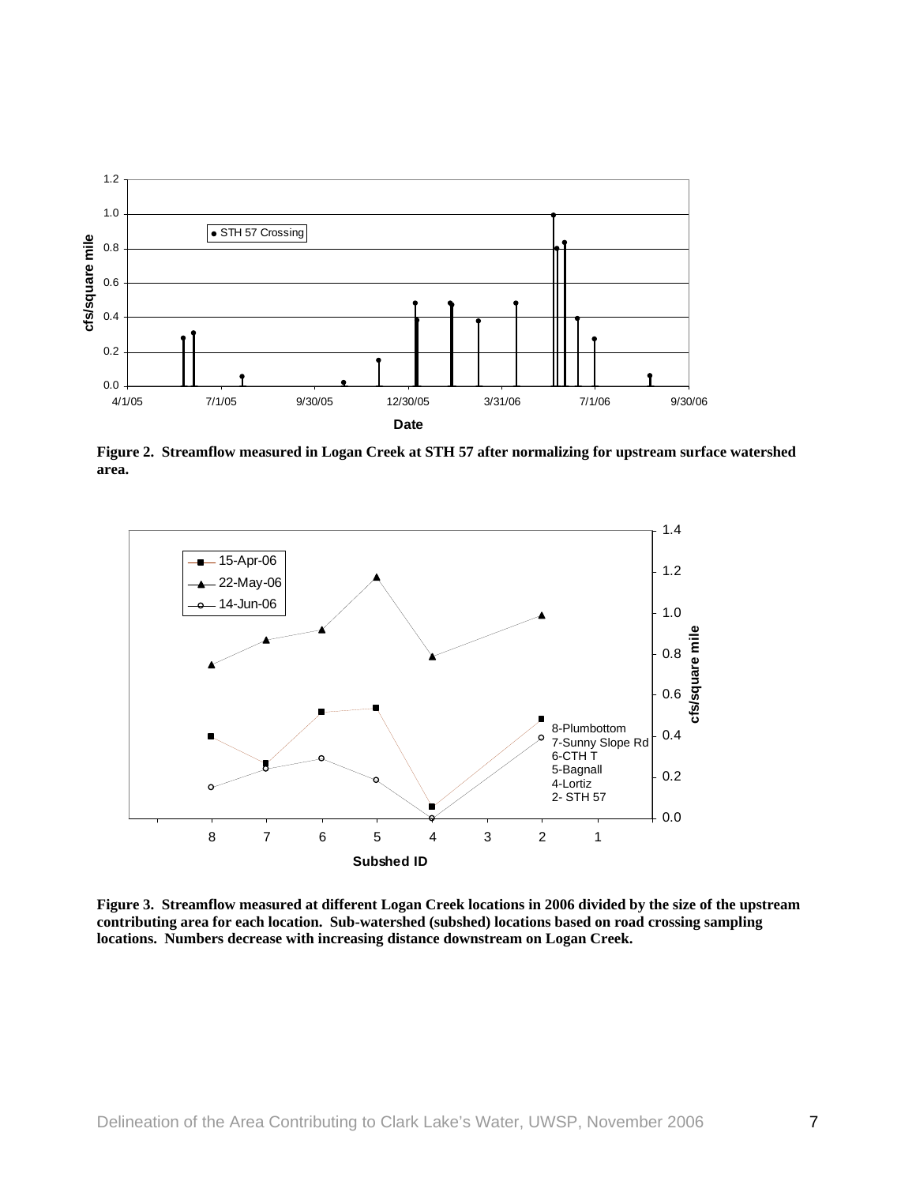1.2
1.0
0.8
0.6
0.4
0.2
0.0

cfs/square mile

STH 57 Crossing

4/1/05 7/1/05 9/30/05 12/30/05 3/31/06 7/1/06 9/30/06

Date

**Figure 2. Streamflow measured in Logan Creek at STH 57 after normalizing for upstream surface watershed area.**

15-Apr-06
22-May-06
14-Jun-06

1.4
1.2
1.0
0.8
0.6
0.4
0.2
0.0

cfs/square mile

8-Plumbottom
7-Sunny Slope Rd
6-CTH T
5-Bagnall
4-Lortiz
2- STH 57

8 7 6 5 4 3 2 1

Subshed ID

**Figure 3. Streamflow measured at different Logan Creek locations in 2006 divided by the size of the upstream contributing area for each location. Sub-watershed (subshed) locations based on road crossing sampling locations. Numbers decrease with increasing distance downstream on Logan Creek.**